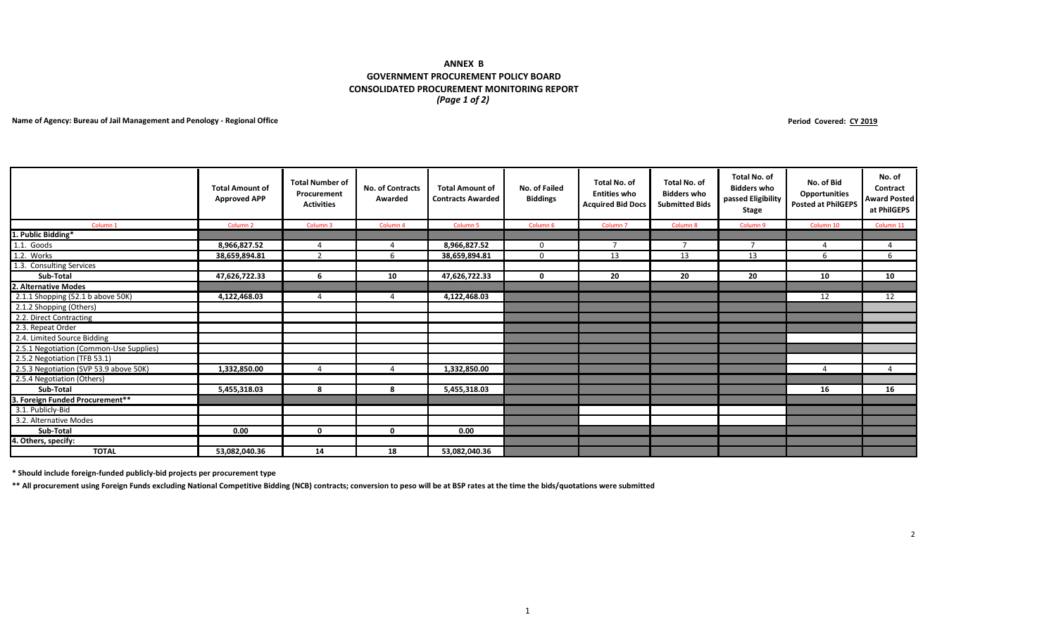# ANNEX B
## GOVERNMENT PROCUREMENT POLICY BOARD
## CONSOLIDATED PROCUREMENT MONITORING REPORT
*(Page 1 of 2)*

**Name of Agency: Bureau of Jail Management and Penology - Regional Office**

**Period Covered: CY 2019**

| | Total Amount of Approved APP | Total Number of Procurement Activities | No. of Contracts Awarded | Total Amount of Contracts Awarded | No. of Failed Biddings | Total No. of Entities who Acquired Bid Docs | Total No. of Bidders who Submitted Bids | Total No. of Bidders who passed Eligibility Stage | No. of Bid Opportunities Posted at PhilGEPS | No. of Contract Award Posted at PhilGEPS |
|---|---|---|---|---|---|---|---|---|---|---|
| Column 1 | Column 2 | Column 3 | Column 4 | Column 5 | Column 6 | Column 7 | Column 8 | Column 9 | Column 10 | Column 11 |
| **1. Public Bidding*** | | | | | | | | | | |
| 1.1. Goods | **8,966,827.52** | 4 | 4 | **8,966,827.52** | 0 | 7 | 7 | 7 | 4 | 4 |
| 1.2. Works | **38,659,894.81** | 2 | 6 | **38,659,894.81** | 0 | 13 | 13 | 13 | 6 | 6 |
| 1.3. Consulting Services | | | | | | | | | | |
| **Sub-Total** | **47,626,722.33** | **6** | **10** | **47,626,722.33** | **0** | **20** | **20** | **20** | **10** | **10** |
| **2. Alternative Modes** | | | | | | | | | | |
| 2.1.1 Shopping (52.1 b above 50K) | **4,122,468.03** | 4 | 4 | **4,122,468.03** | | | | | 12 | 12 |
| 2.1.2 Shopping (Others) | | | | | | | | | | |
| 2.2. Direct Contracting | | | | | | | | | | |
| 2.3. Repeat Order | | | | | | | | | | |
| 2.4. Limited Source Bidding | | | | | | | | | | |
| 2.5.1 Negotiation (Common-Use Supplies) | | | | | | | | | | |
| 2.5.2 Negotiation (TFB 53.1) | | | | | | | | | | |
| 2.5.3 Negotiation (SVP 53.9 above 50K) | **1,332,850.00** | 4 | 4 | **1,332,850.00** | | | | | 4 | 4 |
| 2.5.4 Negotiation (Others) | | | | | | | | | | |
| **Sub-Total** | **5,455,318.03** | **8** | **8** | **5,455,318.03** | | | | | **16** | **16** |
| **3. Foreign Funded Procurement**** | | | | | | | | | | |
| 3.1. Publicly-Bid | | | | | | | | | | |
| 3.2. Alternative Modes | | | | | | | | | | |
| **Sub-Total** | **0.00** | **0** | **0** | **0.00** | | | | | | |
| **4. Others, specify:** | | | | | | | | | | |
| **TOTAL** | **53,082,040.36** | **14** | **18** | **53,082,040.36** | | | | | | |

**\* Should include foreign-funded publicly-bid projects per procurement type**

**\*\* All procurement using Foreign Funds excluding National Competitive Bidding (NCB) contracts; conversion to peso will be at BSP rates at the time the bids/quotations were submitted**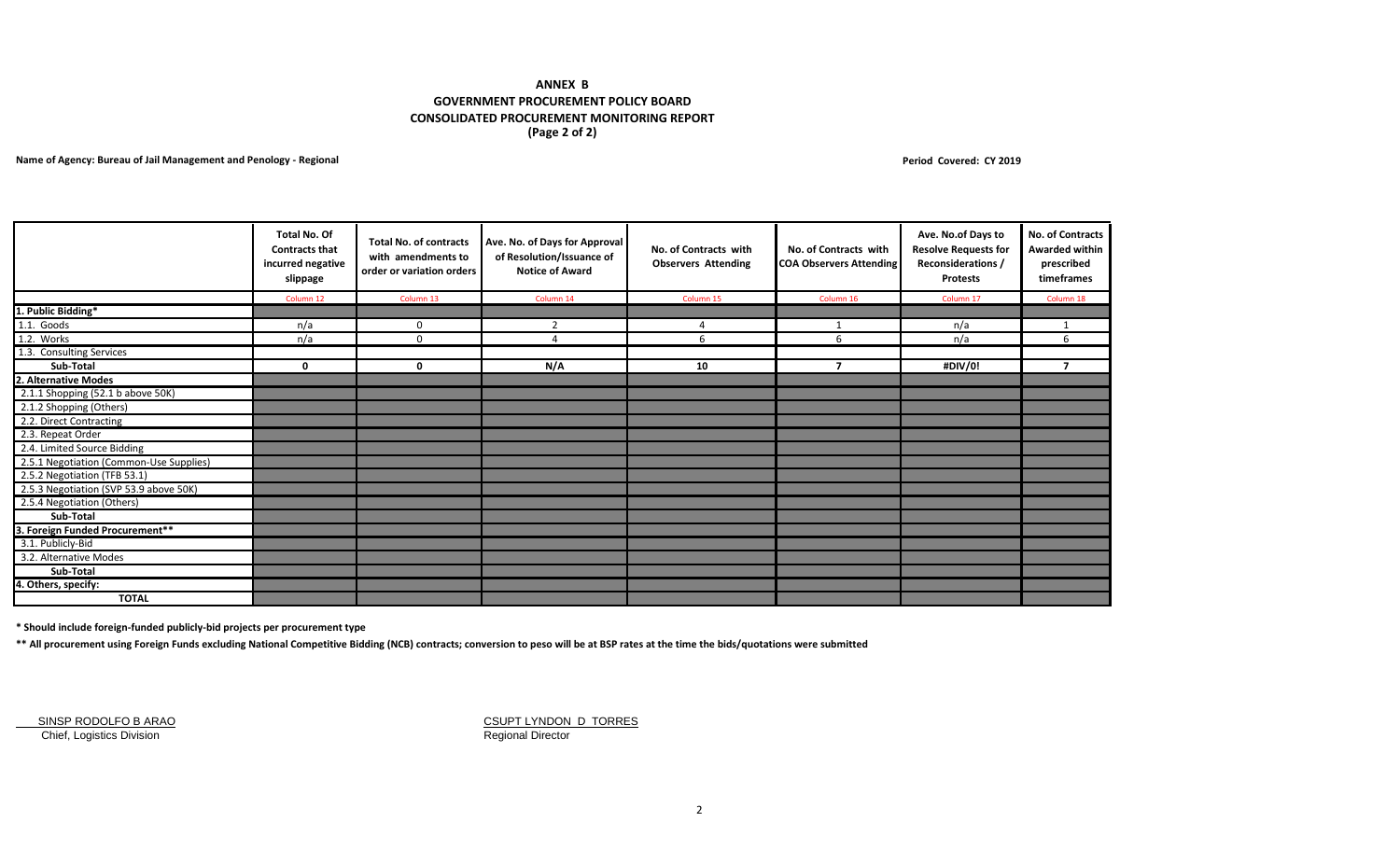## ANNEX B
## GOVERNMENT PROCUREMENT POLICY BOARD
## CONSOLIDATED PROCUREMENT MONITORING REPORT
## (Page 2 of 2)

**Name of Agency: Bureau of Jail Management and Penology - Regional**

**Period Covered: CY 2019**

| | Total No. Of Contracts that incurred negative slippage | Total No. of contracts with amendments to order or variation orders | Ave. No. of Days for Approval of Resolution/Issuance of Notice of Award | No. of Contracts with Observers Attending | No. of Contracts with COA Observers Attending | Ave. No.of Days to Resolve Requests for Reconsiderations / Protests | No. of Contracts Awarded within prescribed timeframes |
|---|---|---|---|---|---|---|---|
| | Column 12 | Column 13 | Column 14 | Column 15 | Column 16 | Column 17 | Column 18 |
| **1. Public Bidding*** | | | | | | | |
| 1.1. Goods | n/a | 0 | 2 | 4 | 1 | n/a | 1 |
| 1.2. Works | n/a | 0 | 4 | 6 | 6 | n/a | 6 |
| 1.3. Consulting Services | | | | | | | |
| **Sub-Total** | **0** | **0** | **N/A** | **10** | **7** | **#DIV/0!** | **7** |
| **2. Alternative Modes** | | | | | | | |
| 2.1.1 Shopping (52.1 b above 50K) | | | | | | | |
| 2.1.2 Shopping (Others) | | | | | | | |
| 2.2. Direct Contracting | | | | | | | |
| 2.3. Repeat Order | | | | | | | |
| 2.4. Limited Source Bidding | | | | | | | |
| 2.5.1 Negotiation (Common-Use Supplies) | | | | | | | |
| 2.5.2 Negotiation (TFB 53.1) | | | | | | | |
| 2.5.3 Negotiation (SVP 53.9 above 50K) | | | | | | | |
| 2.5.4 Negotiation (Others) | | | | | | | |
| **Sub-Total** | | | | | | | |
| **3. Foreign Funded Procurement**** | | | | | | | |
| 3.1. Publicly-Bid | | | | | | | |
| 3.2. Alternative Modes | | | | | | | |
| **Sub-Total** | | | | | | | |
| **4. Others, specify:** | | | | | | | |
| **TOTAL** | | | | | | | |

**\* Should include foreign-funded publicly-bid projects per procurement type**

**\*\* All procurement using Foreign Funds excluding National Competitive Bidding (NCB) contracts; conversion to peso will be at BSP rates at the time the bids/quotations were submitted**

SINSP RODOLFO B ARAO
Chief, Logistics Division

CSUPT LYNDON D TORRES
Regional Director